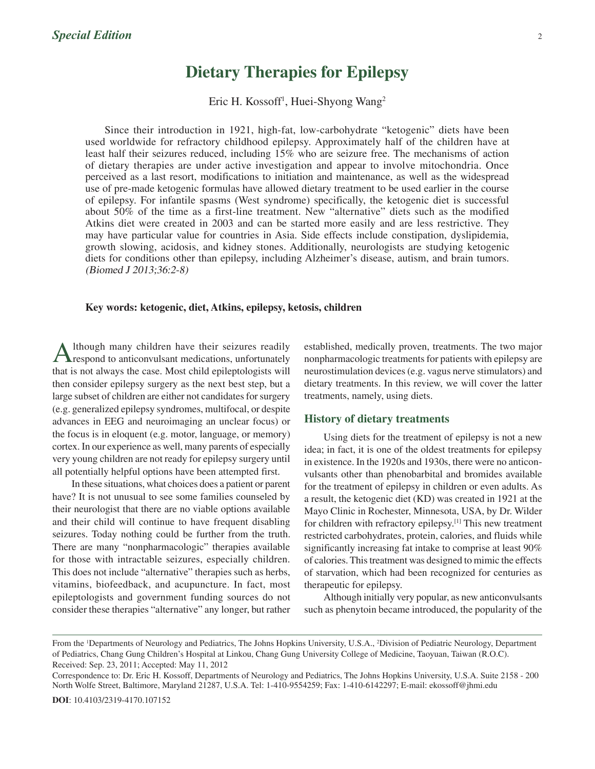# Dietary Therapies for Epilepsy

Eric H. Kossoff[1], Huei-Shyong Wang[2]

Since their introduction in 1921, high-fat, low-carbohydrate "ketogenic" diets have been used worldwide for refractory childhood epilepsy. Approximately half of the children have at least half their seizures reduced, including 15% who are seizure free. The mechanisms of action of dietary therapies are under active investigation and appear to involve mitochondria. Once perceived as a last resort, modifications to initiation and maintenance, as well as the widespread use of pre-made ketogenic formulas have allowed dietary treatment to be used earlier in the course of epilepsy. For infantile spasms (West syndrome) specifically, the ketogenic diet is successful about 50% of the time as a first-line treatment. New "alternative" diets such as the modified Atkins diet were created in 2003 and can be started more easily and are less restrictive. They may have particular value for countries in Asia. Side effects include constipation, dyslipidemia, growth slowing, acidosis, and kidney stones. Additionally, neurologists are studying ketogenic diets for conditions other than epilepsy, including Alzheimer's disease, autism, and brain tumors. *(Biomed J 2013;36:2-8)*

**Key words: ketogenic, diet, Atkins, epilepsy, ketosis, children**

Although many children have their seizures readily respond to anticonvulsant medications, unfortunately that is not always the case. Most child epileptologists will then consider epilepsy surgery as the next best step, but a large subset of children are either not candidates for surgery (e.g. generalized epilepsy syndromes, multifocal, or despite advances in EEG and neuroimaging an unclear focus) or the focus is in eloquent (e.g. motor, language, or memory) cortex. In our experience as well, many parents of especially very young children are not ready for epilepsy surgery until all potentially helpful options have been attempted first.

In these situations, what choices does a patient or parent have? It is not unusual to see some families counseled by their neurologist that there are no viable options available and their child will continue to have frequent disabling seizures. Today nothing could be further from the truth. There are many "nonpharmacologic" therapies available for those with intractable seizures, especially children. This does not include "alternative" therapies such as herbs, vitamins, biofeedback, and acupuncture. In fact, most epileptologists and government funding sources do not consider these therapies "alternative" any longer, but rather established, medically proven, treatments. The two major nonpharmacologic treatments for patients with epilepsy are neurostimulation devices (e.g. vagus nerve stimulators) and dietary treatments. In this review, we will cover the latter treatments, namely, using diets.

## History of dietary treatments

Using diets for the treatment of epilepsy is not a new idea; in fact, it is one of the oldest treatments for epilepsy in existence. In the 1920s and 1930s, there were no anticonvulsants other than phenobarbital and bromides available for the treatment of epilepsy in children or even adults. As a result, the ketogenic diet (KD) was created in 1921 at the Mayo Clinic in Rochester, Minnesota, USA, by Dr. Wilder for children with refractory epilepsy.[1] This new treatment restricted carbohydrates, protein, calories, and fluids while significantly increasing fat intake to comprise at least 90% of calories. This treatment was designed to mimic the effects of starvation, which had been recognized for centuries as therapeutic for epilepsy.

Although initially very popular, as new anticonvulsants such as phenytoin became introduced, the popularity of the

From the [1]Departments of Neurology and Pediatrics, The Johns Hopkins University, U.S.A., [2]Division of Pediatric Neurology, Department of Pediatrics, Chang Gung Children's Hospital at Linkou, Chang Gung University College of Medicine, Taoyuan, Taiwan (R.O.C).
Received: Sep. 23, 2011; Accepted: May 11, 2012

Correspondence to: Dr. Eric H. Kossoff, Departments of Neurology and Pediatrics, The Johns Hopkins University, U.S.A. Suite 2158 - 200 North Wolfe Street, Baltimore, Maryland 21287, U.S.A. Tel: 1-410-9554259; Fax: 1-410-6142297; E-mail: ekossoff@jhmi.edu

**DOI**: 10.4103/2319-4170.107152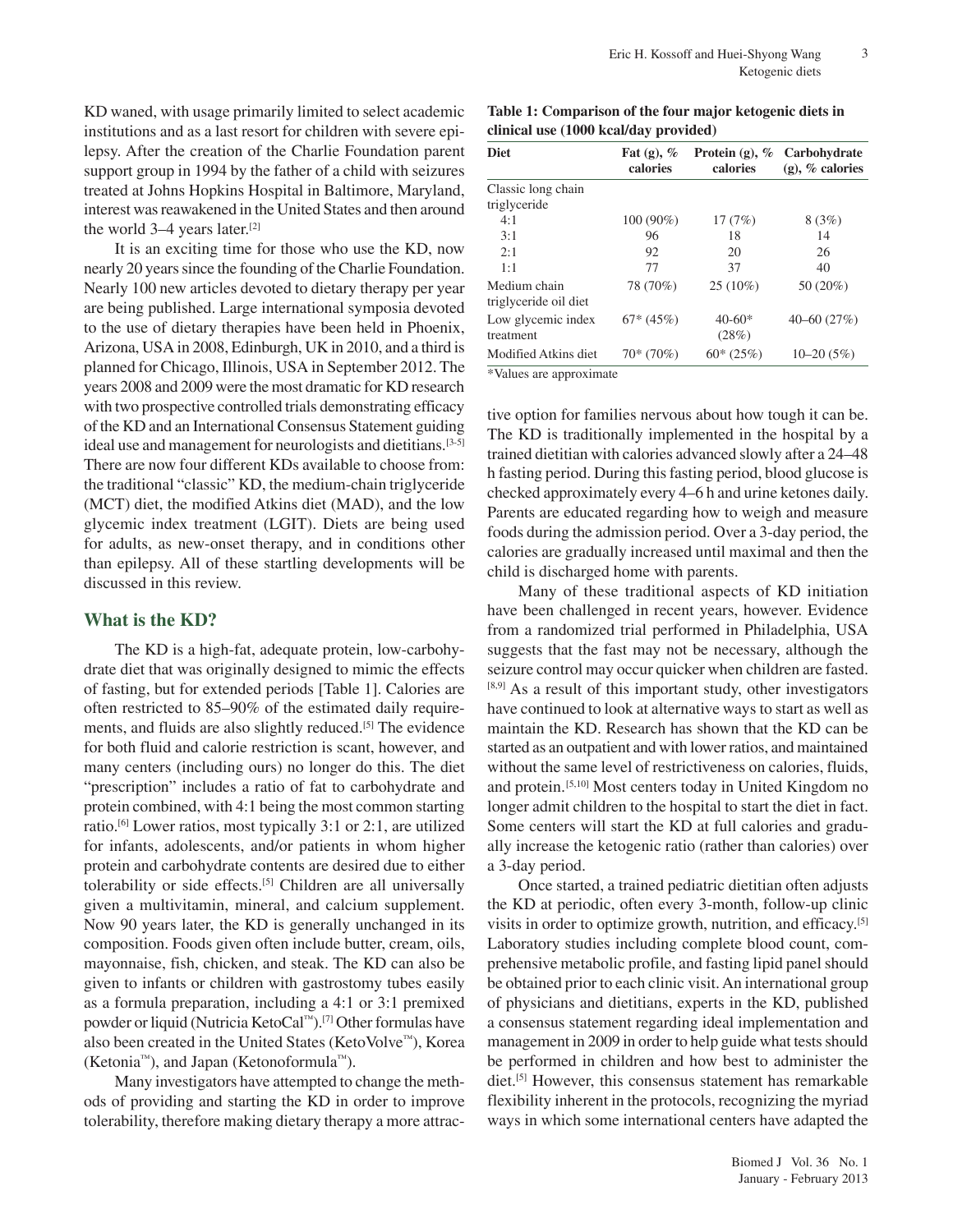KD waned, with usage primarily limited to select academic institutions and as a last resort for children with severe epilepsy. After the creation of the Charlie Foundation parent support group in 1994 by the father of a child with seizures treated at Johns Hopkins Hospital in Baltimore, Maryland, interest was reawakened in the United States and then around the world 3–4 years later.[2]

It is an exciting time for those who use the KD, now nearly 20 years since the founding of the Charlie Foundation. Nearly 100 new articles devoted to dietary therapy per year are being published. Large international symposia devoted to the use of dietary therapies have been held in Phoenix, Arizona, USA in 2008, Edinburgh, UK in 2010, and a third is planned for Chicago, Illinois, USA in September 2012. The years 2008 and 2009 were the most dramatic for KD research with two prospective controlled trials demonstrating efficacy of the KD and an International Consensus Statement guiding ideal use and management for neurologists and dietitians.[3-5] There are now four different KDs available to choose from: the traditional "classic" KD, the medium-chain triglyceride (MCT) diet, the modified Atkins diet (MAD), and the low glycemic index treatment (LGIT). Diets are being used for adults, as new-onset therapy, and in conditions other than epilepsy. All of these startling developments will be discussed in this review.

## What is the KD?

The KD is a high-fat, adequate protein, low-carbohydrate diet that was originally designed to mimic the effects of fasting, but for extended periods [Table 1]. Calories are often restricted to 85–90% of the estimated daily requirements, and fluids are also slightly reduced.[5] The evidence for both fluid and calorie restriction is scant, however, and many centers (including ours) no longer do this. The diet "prescription" includes a ratio of fat to carbohydrate and protein combined, with 4:1 being the most common starting ratio.[6] Lower ratios, most typically 3:1 or 2:1, are utilized for infants, adolescents, and/or patients in whom higher protein and carbohydrate contents are desired due to either tolerability or side effects.[5] Children are all universally given a multivitamin, mineral, and calcium supplement. Now 90 years later, the KD is generally unchanged in its composition. Foods given often include butter, cream, oils, mayonnaise, fish, chicken, and steak. The KD can also be given to infants or children with gastrostomy tubes easily as a formula preparation, including a 4:1 or 3:1 premixed powder or liquid (Nutricia KetoCal™).[7] Other formulas have also been created in the United States (KetoVolve™), Korea (Ketonia™), and Japan (Ketonoformula™).

Many investigators have attempted to change the methods of providing and starting the KD in order to improve tolerability, therefore making dietary therapy a more attractive option for families nervous about how tough it can be. The KD is traditionally implemented in the hospital by a trained dietitian with calories advanced slowly after a 24–48 h fasting period. During this fasting period, blood glucose is checked approximately every 4–6 h and urine ketones daily. Parents are educated regarding how to weigh and measure foods during the admission period. Over a 3-day period, the calories are gradually increased until maximal and then the child is discharged home with parents.

**Table 1: Comparison of the four major ketogenic diets in clinical use (1000 kcal/day provided)**

| Diet | Fat (g), % calories | Protein (g), % calories | Carbohydrate (g), % calories |
|---|---|---|---|
| Classic long chain triglyceride | | | |
| 4:1 | 100 (90%) | 17 (7%) | 8 (3%) |
| 3:1 | 96 | 18 | 14 |
| 2:1 | 92 | 20 | 26 |
| 1:1 | 77 | 37 | 40 |
| Medium chain triglyceride oil diet | 78 (70%) | 25 (10%) | 50 (20%) |
| Low glycemic index treatment | 67* (45%) | 40-60* (28%) | 40–60 (27%) |
| Modified Atkins diet | 70* (70%) | 60* (25%) | 10–20 (5%) |

*Values are approximate

Many of these traditional aspects of KD initiation have been challenged in recent years, however. Evidence from a randomized trial performed in Philadelphia, USA suggests that the fast may not be necessary, although the seizure control may occur quicker when children are fasted.[8,9] As a result of this important study, other investigators have continued to look at alternative ways to start as well as maintain the KD. Research has shown that the KD can be started as an outpatient and with lower ratios, and maintained without the same level of restrictiveness on calories, fluids, and protein.[5,10] Most centers today in United Kingdom no longer admit children to the hospital to start the diet in fact. Some centers will start the KD at full calories and gradually increase the ketogenic ratio (rather than calories) over a 3-day period.

Once started, a trained pediatric dietitian often adjusts the KD at periodic, often every 3-month, follow-up clinic visits in order to optimize growth, nutrition, and efficacy.[5] Laboratory studies including complete blood count, comprehensive metabolic profile, and fasting lipid panel should be obtained prior to each clinic visit. An international group of physicians and dietitians, experts in the KD, published a consensus statement regarding ideal implementation and management in 2009 in order to help guide what tests should be performed in children and how best to administer the diet.[5] However, this consensus statement has remarkable flexibility inherent in the protocols, recognizing the myriad ways in which some international centers have adapted the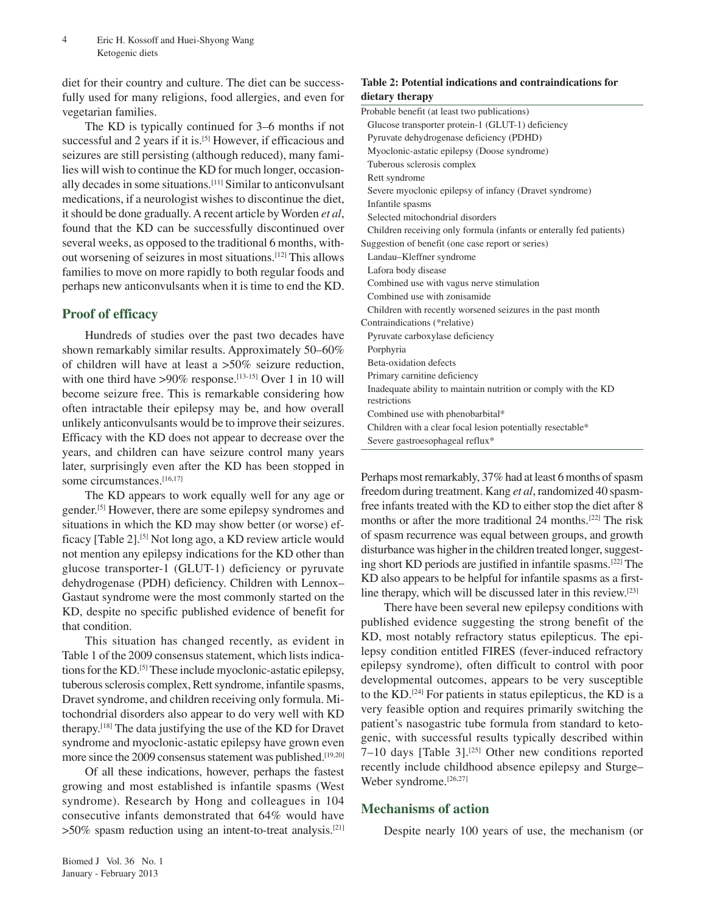diet for their country and culture. The diet can be successfully used for many religions, food allergies, and even for vegetarian families.

The KD is typically continued for 3–6 months if not successful and 2 years if it is.[5] However, if efficacious and seizures are still persisting (although reduced), many families will wish to continue the KD for much longer, occasionally decades in some situations.[11] Similar to anticonvulsant medications, if a neurologist wishes to discontinue the diet, it should be done gradually. A recent article by Worden *et al*, found that the KD can be successfully discontinued over several weeks, as opposed to the traditional 6 months, without worsening of seizures in most situations.[12] This allows families to move on more rapidly to both regular foods and perhaps new anticonvulsants when it is time to end the KD.

## Proof of efficacy

Hundreds of studies over the past two decades have shown remarkably similar results. Approximately 50–60% of children will have at least a >50% seizure reduction, with one third have >90% response.[13-15] Over 1 in 10 will become seizure free. This is remarkable considering how often intractable their epilepsy may be, and how overall unlikely anticonvulsants would be to improve their seizures. Efficacy with the KD does not appear to decrease over the years, and children can have seizure control many years later, surprisingly even after the KD has been stopped in some circumstances.[16,17]

The KD appears to work equally well for any age or gender.[5] However, there are some epilepsy syndromes and situations in which the KD may show better (or worse) efficacy [Table 2].[5] Not long ago, a KD review article would not mention any epilepsy indications for the KD other than glucose transporter-1 (GLUT-1) deficiency or pyruvate dehydrogenase (PDH) deficiency. Children with Lennox–Gastaut syndrome were the most commonly started on the KD, despite no specific published evidence of benefit for that condition.

This situation has changed recently, as evident in Table 1 of the 2009 consensus statement, which lists indications for the KD.[5] These include myoclonic-astatic epilepsy, tuberous sclerosis complex, Rett syndrome, infantile spasms, Dravet syndrome, and children receiving only formula. Mitochondrial disorders also appear to do very well with KD therapy.[18] The data justifying the use of the KD for Dravet syndrome and myoclonic-astatic epilepsy have grown even more since the 2009 consensus statement was published.[19,20]

Of all these indications, however, perhaps the fastest growing and most established is infantile spasms (West syndrome). Research by Hong and colleagues in 104 consecutive infants demonstrated that 64% would have >50% spasm reduction using an intent-to-treat analysis.[21] Perhaps most remarkably, 37% had at least 6 months of spasm freedom during treatment. Kang *et al*, randomized 40 spasm-free infants treated with the KD to either stop the diet after 8 months or after the more traditional 24 months.[22] The risk of spasm recurrence was equal between groups, and growth disturbance was higher in the children treated longer, suggesting short KD periods are justified in infantile spasms.[22] The KD also appears to be helpful for infantile spasms as a first-line therapy, which will be discussed later in this review.[23]

**Table 2: Potential indications and contraindications for dietary therapy**

| |
|---|
| Probable benefit (at least two publications) |
| Glucose transporter protein-1 (GLUT-1) deficiency |
| Pyruvate dehydrogenase deficiency (PDHD) |
| Myoclonic-astatic epilepsy (Doose syndrome) |
| Tuberous sclerosis complex |
| Rett syndrome |
| Severe myoclonic epilepsy of infancy (Dravet syndrome) |
| Infantile spasms |
| Selected mitochondrial disorders |
| Children receiving only formula (infants or enterally fed patients) |
| Suggestion of benefit (one case report or series) |
| Landau–Kleffner syndrome |
| Lafora body disease |
| Combined use with vagus nerve stimulation |
| Combined use with zonisamide |
| Children with recently worsened seizures in the past month |
| Contraindications (*relative) |
| Pyruvate carboxylase deficiency |
| Porphyria |
| Beta-oxidation defects |
| Primary carnitine deficiency |
| Inadequate ability to maintain nutrition or comply with the KD restrictions |
| Combined use with phenobarbital* |
| Children with a clear focal lesion potentially resectable* |
| Severe gastroesophageal reflux* |

There have been several new epilepsy conditions with published evidence suggesting the strong benefit of the KD, most notably refractory status epilepticus. The epilepsy condition entitled FIRES (fever-induced refractory epilepsy syndrome), often difficult to control with poor developmental outcomes, appears to be very susceptible to the KD.[24] For patients in status epilepticus, the KD is a very feasible option and requires primarily switching the patient's nasogastric tube formula from standard to ketogenic, with successful results typically described within 7–10 days [Table 3].[25] Other new conditions reported recently include childhood absence epilepsy and Sturge–Weber syndrome.[26,27]

## Mechanisms of action

Despite nearly 100 years of use, the mechanism (or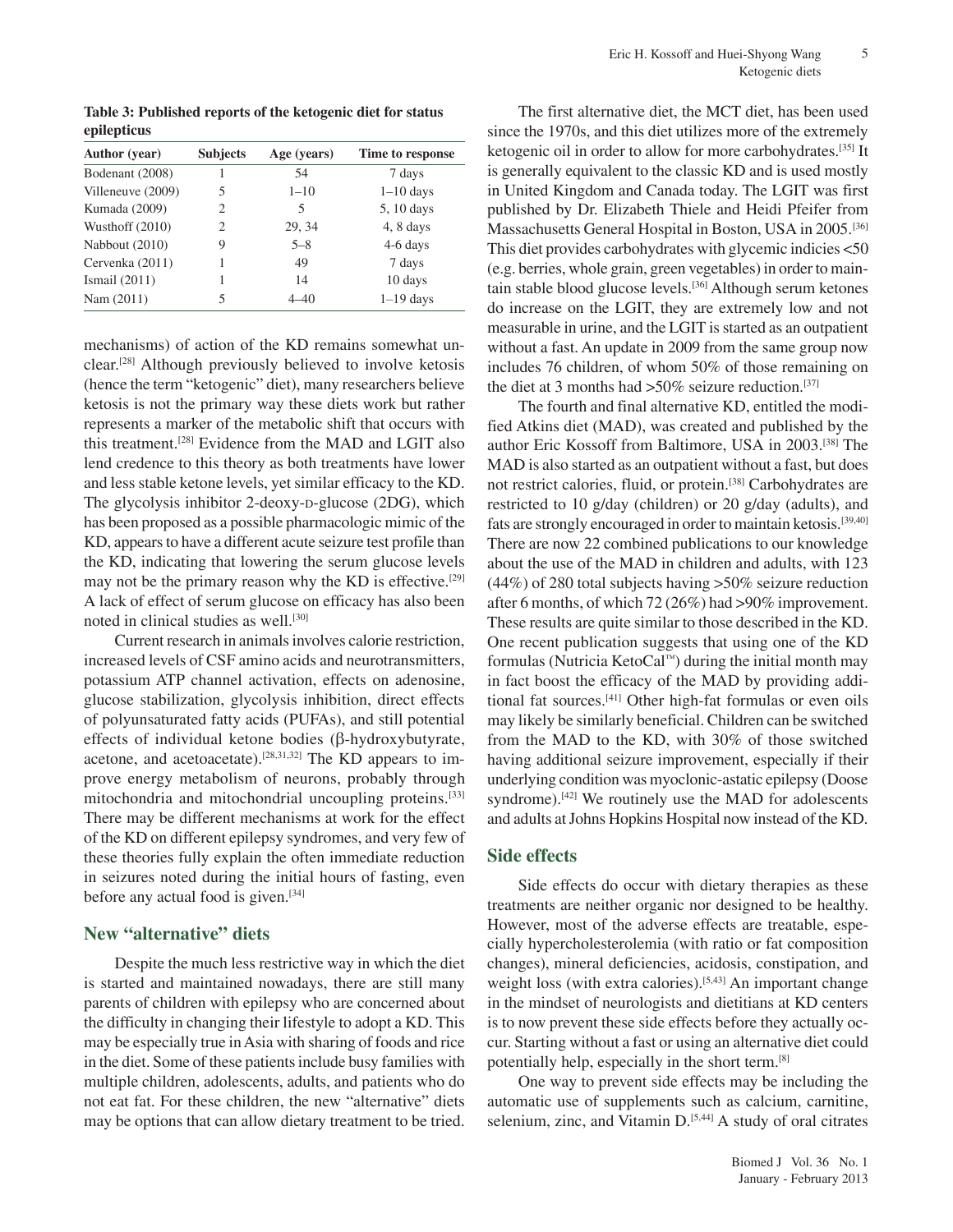**Table 3: Published reports of the ketogenic diet for status epilepticus**

| Author (year) | Subjects | Age (years) | Time to response |
| --- | --- | --- | --- |
| Bodenant (2008) | 1 | 54 | 7 days |
| Villeneuve (2009) | 5 | 1–10 | 1–10 days |
| Kumada (2009) | 2 | 5 | 5, 10 days |
| Wusthoff (2010) | 2 | 29, 34 | 4, 8 days |
| Nabbout (2010) | 9 | 5–8 | 4-6 days |
| Cervenka (2011) | 1 | 49 | 7 days |
| Ismail (2011) | 1 | 14 | 10 days |
| Nam (2011) | 5 | 4–40 | 1–19 days |

mechanisms) of action of the KD remains somewhat unclear.[28] Although previously believed to involve ketosis (hence the term "ketogenic" diet), many researchers believe ketosis is not the primary way these diets work but rather represents a marker of the metabolic shift that occurs with this treatment.[28] Evidence from the MAD and LGIT also lend credence to this theory as both treatments have lower and less stable ketone levels, yet similar efficacy to the KD. The glycolysis inhibitor 2-deoxy-D-glucose (2DG), which has been proposed as a possible pharmacologic mimic of the KD, appears to have a different acute seizure test profile than the KD, indicating that lowering the serum glucose levels may not be the primary reason why the KD is effective.[29] A lack of effect of serum glucose on efficacy has also been noted in clinical studies as well.[30]

Current research in animals involves calorie restriction, increased levels of CSF amino acids and neurotransmitters, potassium ATP channel activation, effects on adenosine, glucose stabilization, glycolysis inhibition, direct effects of polyunsaturated fatty acids (PUFAs), and still potential effects of individual ketone bodies (β-hydroxybutyrate, acetone, and acetoacetate).[28,31,32] The KD appears to improve energy metabolism of neurons, probably through mitochondria and mitochondrial uncoupling proteins.[33] There may be different mechanisms at work for the effect of the KD on different epilepsy syndromes, and very few of these theories fully explain the often immediate reduction in seizures noted during the initial hours of fasting, even before any actual food is given.[34]

## New "alternative" diets

Despite the much less restrictive way in which the diet is started and maintained nowadays, there are still many parents of children with epilepsy who are concerned about the difficulty in changing their lifestyle to adopt a KD. This may be especially true in Asia with sharing of foods and rice in the diet. Some of these patients include busy families with multiple children, adolescents, adults, and patients who do not eat fat. For these children, the new "alternative" diets may be options that can allow dietary treatment to be tried.

The first alternative diet, the MCT diet, has been used since the 1970s, and this diet utilizes more of the extremely ketogenic oil in order to allow for more carbohydrates.[35] It is generally equivalent to the classic KD and is used mostly in United Kingdom and Canada today. The LGIT was first published by Dr. Elizabeth Thiele and Heidi Pfeifer from Massachusetts General Hospital in Boston, USA in 2005.[36] This diet provides carbohydrates with glycemic indicies <50 (e.g. berries, whole grain, green vegetables) in order to maintain stable blood glucose levels.[36] Although serum ketones do increase on the LGIT, they are extremely low and not measurable in urine, and the LGIT is started as an outpatient without a fast. An update in 2009 from the same group now includes 76 children, of whom 50% of those remaining on the diet at 3 months had >50% seizure reduction.[37]

The fourth and final alternative KD, entitled the modified Atkins diet (MAD), was created and published by the author Eric Kossoff from Baltimore, USA in 2003.[38] The MAD is also started as an outpatient without a fast, but does not restrict calories, fluid, or protein.[38] Carbohydrates are restricted to 10 g/day (children) or 20 g/day (adults), and fats are strongly encouraged in order to maintain ketosis.[39,40] There are now 22 combined publications to our knowledge about the use of the MAD in children and adults, with 123 (44%) of 280 total subjects having >50% seizure reduction after 6 months, of which 72 (26%) had >90% improvement. These results are quite similar to those described in the KD. One recent publication suggests that using one of the KD formulas (Nutricia KetoCal™) during the initial month may in fact boost the efficacy of the MAD by providing additional fat sources.[41] Other high-fat formulas or even oils may likely be similarly beneficial. Children can be switched from the MAD to the KD, with 30% of those switched having additional seizure improvement, especially if their underlying condition was myoclonic-astatic epilepsy (Doose syndrome).[42] We routinely use the MAD for adolescents and adults at Johns Hopkins Hospital now instead of the KD.

## Side effects

Side effects do occur with dietary therapies as these treatments are neither organic nor designed to be healthy. However, most of the adverse effects are treatable, especially hypercholesterolemia (with ratio or fat composition changes), mineral deficiencies, acidosis, constipation, and weight loss (with extra calories).[5,43] An important change in the mindset of neurologists and dietitians at KD centers is to now prevent these side effects before they actually occur. Starting without a fast or using an alternative diet could potentially help, especially in the short term.[8]

One way to prevent side effects may be including the automatic use of supplements such as calcium, carnitine, selenium, zinc, and Vitamin D.[5,44] A study of oral citrates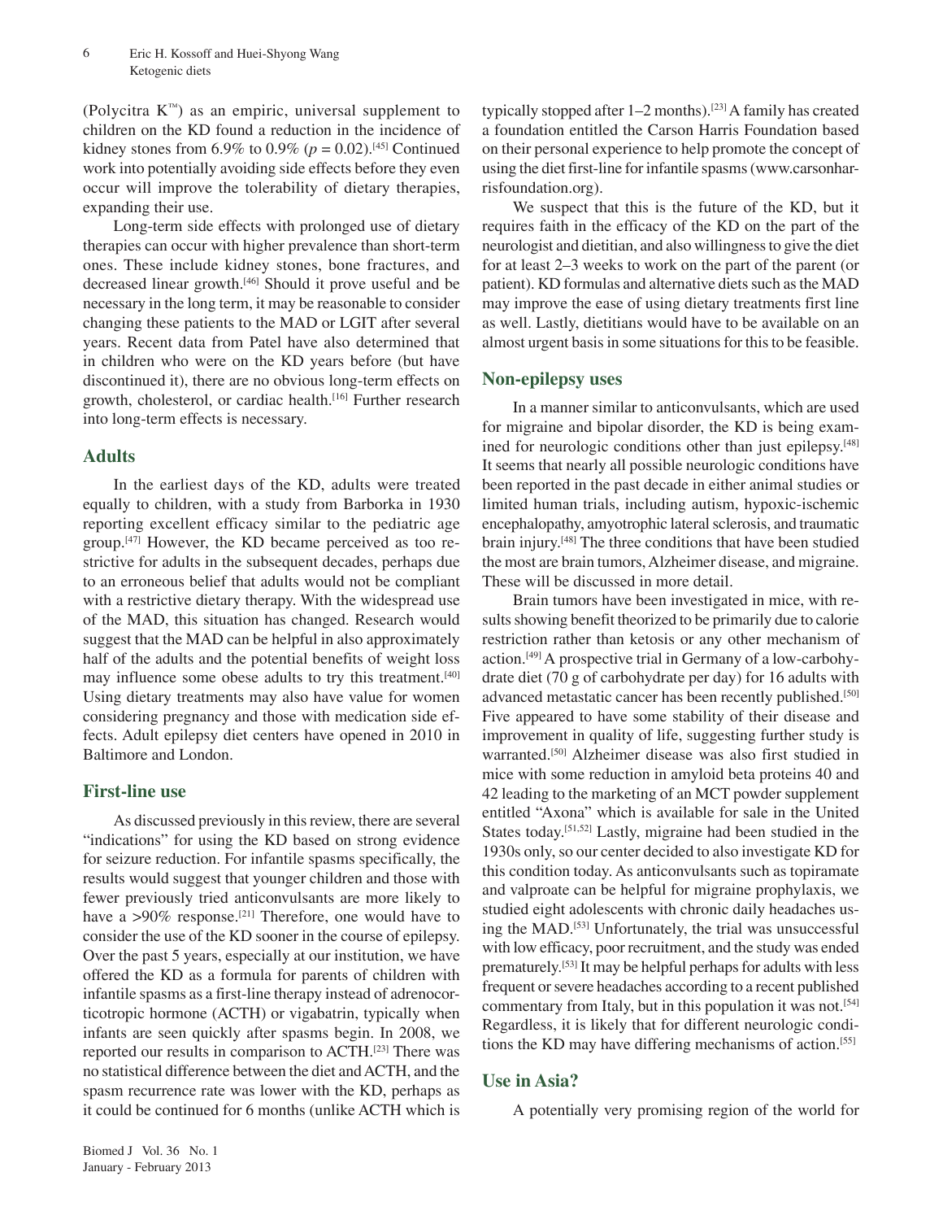(Polycitra K™) as an empiric, universal supplement to children on the KD found a reduction in the incidence of kidney stones from 6.9% to 0.9% ($p = 0.02$).[45] Continued work into potentially avoiding side effects before they even occur will improve the tolerability of dietary therapies, expanding their use.

Long-term side effects with prolonged use of dietary therapies can occur with higher prevalence than short-term ones. These include kidney stones, bone fractures, and decreased linear growth.[46] Should it prove useful and be necessary in the long term, it may be reasonable to consider changing these patients to the MAD or LGIT after several years. Recent data from Patel have also determined that in children who were on the KD years before (but have discontinued it), there are no obvious long-term effects on growth, cholesterol, or cardiac health.[16] Further research into long-term effects is necessary.

## Adults

In the earliest days of the KD, adults were treated equally to children, with a study from Barborka in 1930 reporting excellent efficacy similar to the pediatric age group.[47] However, the KD became perceived as too restrictive for adults in the subsequent decades, perhaps due to an erroneous belief that adults would not be compliant with a restrictive dietary therapy. With the widespread use of the MAD, this situation has changed. Research would suggest that the MAD can be helpful in also approximately half of the adults and the potential benefits of weight loss may influence some obese adults to try this treatment.[40] Using dietary treatments may also have value for women considering pregnancy and those with medication side effects. Adult epilepsy diet centers have opened in 2010 in Baltimore and London.

## First-line use

As discussed previously in this review, there are several "indications" for using the KD based on strong evidence for seizure reduction. For infantile spasms specifically, the results would suggest that younger children and those with fewer previously tried anticonvulsants are more likely to have a >90% response.[21] Therefore, one would have to consider the use of the KD sooner in the course of epilepsy. Over the past 5 years, especially at our institution, we have offered the KD as a formula for parents of children with infantile spasms as a first-line therapy instead of adrenocorticotropic hormone (ACTH) or vigabatrin, typically when infants are seen quickly after spasms begin. In 2008, we reported our results in comparison to ACTH.[23] There was no statistical difference between the diet and ACTH, and the spasm recurrence rate was lower with the KD, perhaps as it could be continued for 6 months (unlike ACTH which is typically stopped after 1–2 months).[23] A family has created a foundation entitled the Carson Harris Foundation based on their personal experience to help promote the concept of using the diet first-line for infantile spasms (www.carsonharrisfoundation.org).

We suspect that this is the future of the KD, but it requires faith in the efficacy of the KD on the part of the neurologist and dietitian, and also willingness to give the diet for at least 2–3 weeks to work on the part of the parent (or patient). KD formulas and alternative diets such as the MAD may improve the ease of using dietary treatments first line as well. Lastly, dietitians would have to be available on an almost urgent basis in some situations for this to be feasible.

## Non-epilepsy uses

In a manner similar to anticonvulsants, which are used for migraine and bipolar disorder, the KD is being examined for neurologic conditions other than just epilepsy.[48] It seems that nearly all possible neurologic conditions have been reported in the past decade in either animal studies or limited human trials, including autism, hypoxic-ischemic encephalopathy, amyotrophic lateral sclerosis, and traumatic brain injury.[48] The three conditions that have been studied the most are brain tumors, Alzheimer disease, and migraine. These will be discussed in more detail.

Brain tumors have been investigated in mice, with results showing benefit theorized to be primarily due to calorie restriction rather than ketosis or any other mechanism of action.[49] A prospective trial in Germany of a low-carbohydrate diet (70 g of carbohydrate per day) for 16 adults with advanced metastatic cancer has been recently published.[50] Five appeared to have some stability of their disease and improvement in quality of life, suggesting further study is warranted.[50] Alzheimer disease was also first studied in mice with some reduction in amyloid beta proteins 40 and 42 leading to the marketing of an MCT powder supplement entitled "Axona" which is available for sale in the United States today.[51,52] Lastly, migraine had been studied in the 1930s only, so our center decided to also investigate KD for this condition today. As anticonvulsants such as topiramate and valproate can be helpful for migraine prophylaxis, we studied eight adolescents with chronic daily headaches using the MAD.[53] Unfortunately, the trial was unsuccessful with low efficacy, poor recruitment, and the study was ended prematurely.[53] It may be helpful perhaps for adults with less frequent or severe headaches according to a recent published commentary from Italy, but in this population it was not.[54] Regardless, it is likely that for different neurologic conditions the KD may have differing mechanisms of action.[55]

## Use in Asia?

A potentially very promising region of the world for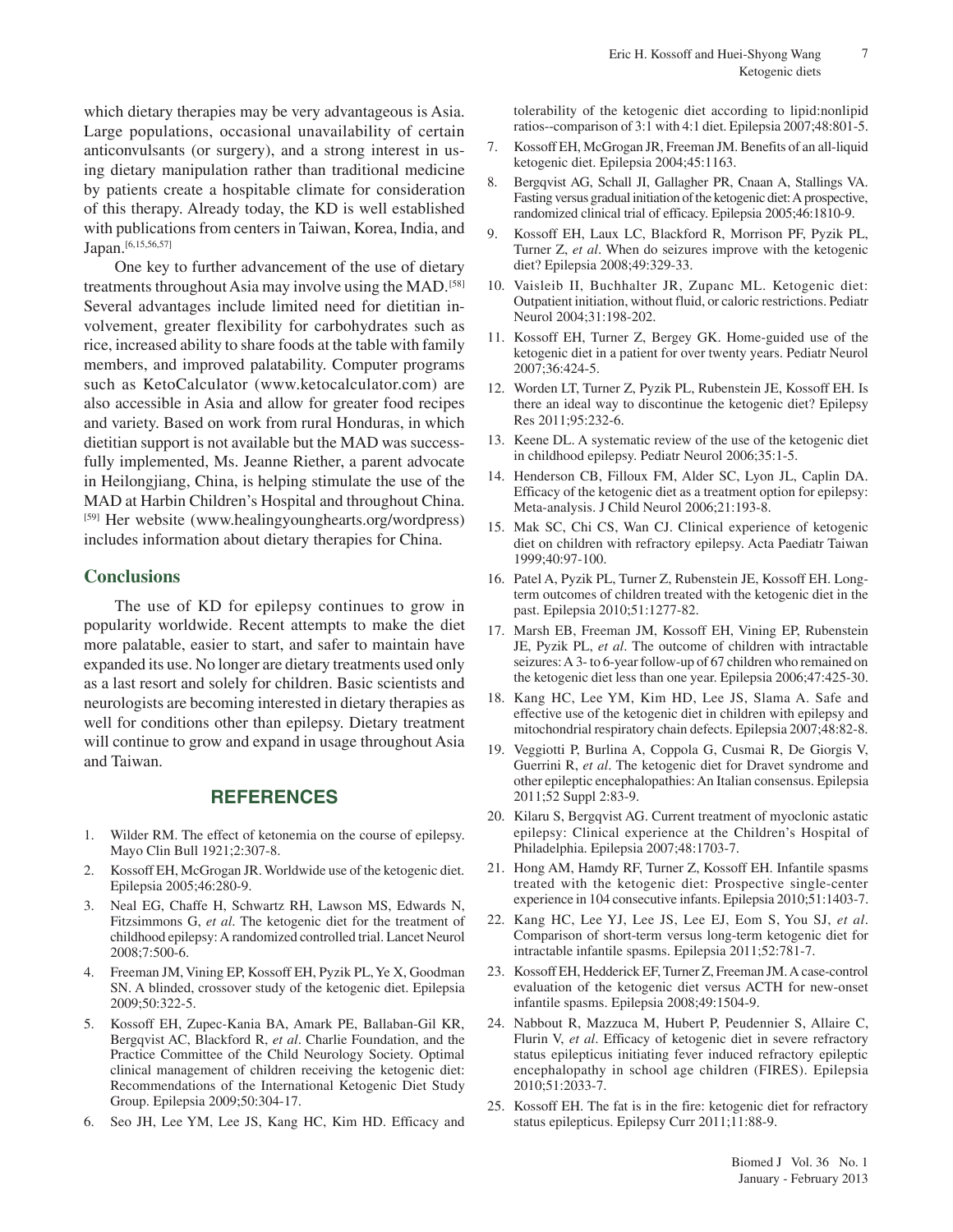which dietary therapies may be very advantageous is Asia. Large populations, occasional unavailability of certain anticonvulsants (or surgery), and a strong interest in using dietary manipulation rather than traditional medicine by patients create a hospitable climate for consideration of this therapy. Already today, the KD is well established with publications from centers in Taiwan, Korea, India, and Japan.[6,15,56,57]

One key to further advancement of the use of dietary treatments throughout Asia may involve using the MAD.[58] Several advantages include limited need for dietitian involvement, greater flexibility for carbohydrates such as rice, increased ability to share foods at the table with family members, and improved palatability. Computer programs such as KetoCalculator (www.ketocalculator.com) are also accessible in Asia and allow for greater food recipes and variety. Based on work from rural Honduras, in which dietitian support is not available but the MAD was successfully implemented, Ms. Jeanne Riether, a parent advocate in Heilongjiang, China, is helping stimulate the use of the MAD at Harbin Children's Hospital and throughout China.[59] Her website (www.healingyounghearts.org/wordpress) includes information about dietary therapies for China.

## Conclusions

The use of KD for epilepsy continues to grow in popularity worldwide. Recent attempts to make the diet more palatable, easier to start, and safer to maintain have expanded its use. No longer are dietary treatments used only as a last resort and solely for children. Basic scientists and neurologists are becoming interested in dietary therapies as well for conditions other than epilepsy. Dietary treatment will continue to grow and expand in usage throughout Asia and Taiwan.

## REFERENCES

1. Wilder RM. The effect of ketonemia on the course of epilepsy. Mayo Clin Bull 1921;2:307-8.
2. Kossoff EH, McGrogan JR. Worldwide use of the ketogenic diet. Epilepsia 2005;46:280-9.
3. Neal EG, Chaffe H, Schwartz RH, Lawson MS, Edwards N, Fitzsimmons G, *et al*. The ketogenic diet for the treatment of childhood epilepsy: A randomized controlled trial. Lancet Neurol 2008;7:500-6.
4. Freeman JM, Vining EP, Kossoff EH, Pyzik PL, Ye X, Goodman SN. A blinded, crossover study of the ketogenic diet. Epilepsia 2009;50:322-5.
5. Kossoff EH, Zupec-Kania BA, Amark PE, Ballaban-Gil KR, Bergqvist AC, Blackford R, *et al*. Charlie Foundation, and the Practice Committee of the Child Neurology Society. Optimal clinical management of children receiving the ketogenic diet: Recommendations of the International Ketogenic Diet Study Group. Epilepsia 2009;50:304-17.
6. Seo JH, Lee YM, Lee JS, Kang HC, Kim HD. Efficacy and tolerability of the ketogenic diet according to lipid:nonlipid ratios--comparison of 3:1 with 4:1 diet. Epilepsia 2007;48:801-5.
7. Kossoff EH, McGrogan JR, Freeman JM. Benefits of an all-liquid ketogenic diet. Epilepsia 2004;45:1163.
8. Bergqvist AG, Schall JI, Gallagher PR, Cnaan A, Stallings VA. Fasting versus gradual initiation of the ketogenic diet: A prospective, randomized clinical trial of efficacy. Epilepsia 2005;46:1810-9.
9. Kossoff EH, Laux LC, Blackford R, Morrison PF, Pyzik PL, Turner Z, *et al*. When do seizures improve with the ketogenic diet? Epilepsia 2008;49:329-33.
10. Vaisleib II, Buchhalter JR, Zupanc ML. Ketogenic diet: Outpatient initiation, without fluid, or caloric restrictions. Pediatr Neurol 2004;31:198-202.
11. Kossoff EH, Turner Z, Bergey GK. Home-guided use of the ketogenic diet in a patient for over twenty years. Pediatr Neurol 2007;36:424-5.
12. Worden LT, Turner Z, Pyzik PL, Rubenstein JE, Kossoff EH. Is there an ideal way to discontinue the ketogenic diet? Epilepsy Res 2011;95:232-6.
13. Keene DL. A systematic review of the use of the ketogenic diet in childhood epilepsy. Pediatr Neurol 2006;35:1-5.
14. Henderson CB, Filloux FM, Alder SC, Lyon JL, Caplin DA. Efficacy of the ketogenic diet as a treatment option for epilepsy: Meta-analysis. J Child Neurol 2006;21:193-8.
15. Mak SC, Chi CS, Wan CJ. Clinical experience of ketogenic diet on children with refractory epilepsy. Acta Paediatr Taiwan 1999;40:97-100.
16. Patel A, Pyzik PL, Turner Z, Rubenstein JE, Kossoff EH. Long-term outcomes of children treated with the ketogenic diet in the past. Epilepsia 2010;51:1277-82.
17. Marsh EB, Freeman JM, Kossoff EH, Vining EP, Rubenstein JE, Pyzik PL, *et al*. The outcome of children with intractable seizures: A 3- to 6-year follow-up of 67 children who remained on the ketogenic diet less than one year. Epilepsia 2006;47:425-30.
18. Kang HC, Lee YM, Kim HD, Lee JS, Slama A. Safe and effective use of the ketogenic diet in children with epilepsy and mitochondrial respiratory chain defects. Epilepsia 2007;48:82-8.
19. Veggiotti P, Burlina A, Coppola G, Cusmai R, De Giorgis V, Guerrini R, *et al*. The ketogenic diet for Dravet syndrome and other epileptic encephalopathies: An Italian consensus. Epilepsia 2011;52 Suppl 2:83-9.
20. Kilaru S, Bergqvist AG. Current treatment of myoclonic astatic epilepsy: Clinical experience at the Children's Hospital of Philadelphia. Epilepsia 2007;48:1703-7.
21. Hong AM, Hamdy RF, Turner Z, Kossoff EH. Infantile spasms treated with the ketogenic diet: Prospective single-center experience in 104 consecutive infants. Epilepsia 2010;51:1403-7.
22. Kang HC, Lee YJ, Lee JS, Lee EJ, Eom S, You SJ, *et al*. Comparison of short-term versus long-term ketogenic diet for intractable infantile spasms. Epilepsia 2011;52:781-7.
23. Kossoff EH, Hedderick EF, Turner Z, Freeman JM. A case-control evaluation of the ketogenic diet versus ACTH for new-onset infantile spasms. Epilepsia 2008;49:1504-9.
24. Nabbout R, Mazzuca M, Hubert P, Peudennier S, Allaire C, Flurin V, *et al*. Efficacy of ketogenic diet in severe refractory status epilepticus initiating fever induced refractory epileptic encephalopathy in school age children (FIRES). Epilepsia 2010;51:2033-7.
25. Kossoff EH. The fat is in the fire: ketogenic diet for refractory status epilepticus. Epilepsy Curr 2011;11:88-9.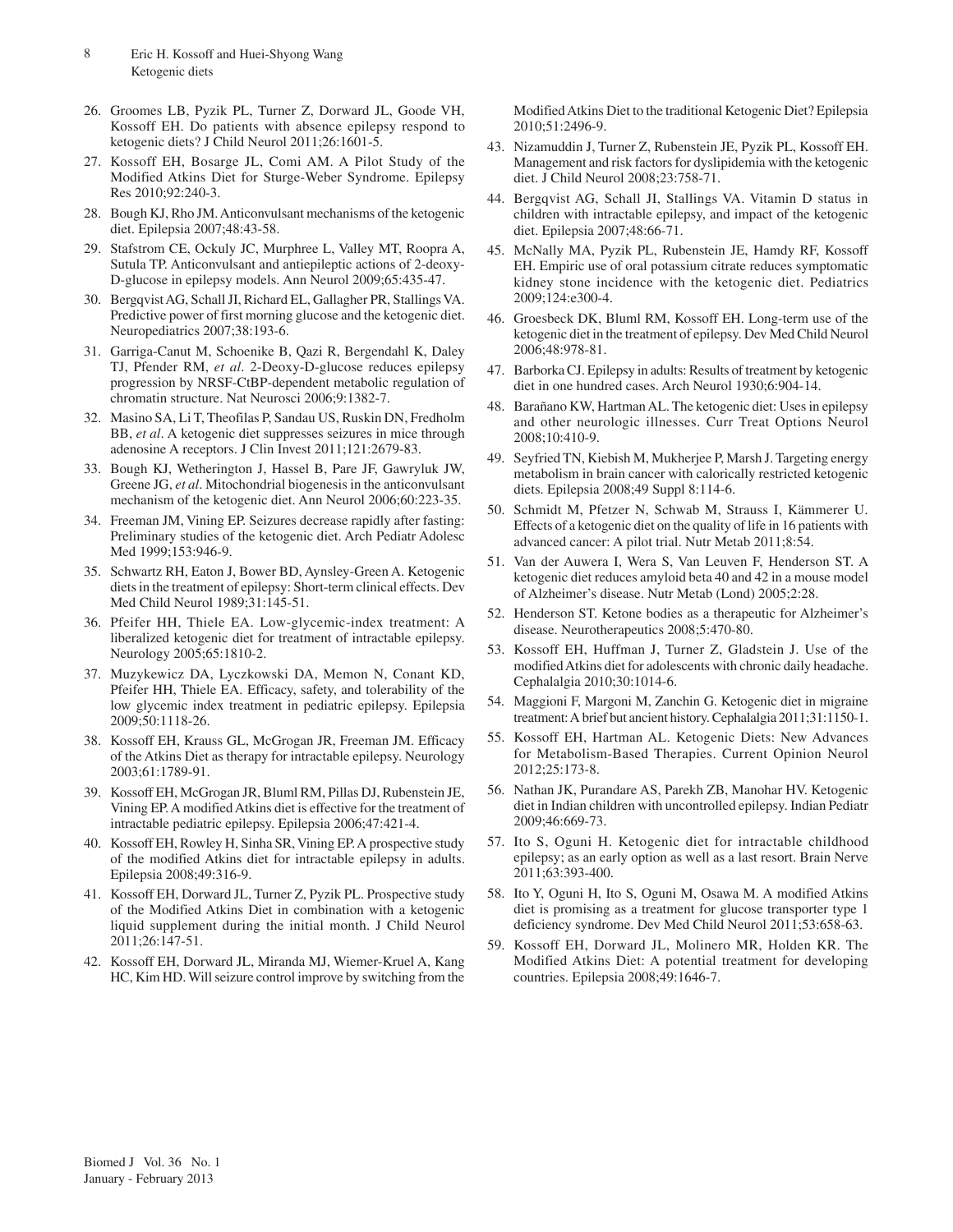26. Groomes LB, Pyzik PL, Turner Z, Dorward JL, Goode VH, Kossoff EH. Do patients with absence epilepsy respond to ketogenic diets? J Child Neurol 2011;26:1601-5.
27. Kossoff EH, Bosarge JL, Comi AM. A Pilot Study of the Modified Atkins Diet for Sturge-Weber Syndrome. Epilepsy Res 2010;92:240-3.
28. Bough KJ, Rho JM. Anticonvulsant mechanisms of the ketogenic diet. Epilepsia 2007;48:43-58.
29. Stafstrom CE, Ockuly JC, Murphree L, Valley MT, Roopra A, Sutula TP. Anticonvulsant and antiepileptic actions of 2-deoxy-D-glucose in epilepsy models. Ann Neurol 2009;65:435-47.
30. Bergqvist AG, Schall JI, Richard EL, Gallagher PR, Stallings VA. Predictive power of first morning glucose and the ketogenic diet. Neuropediatrics 2007;38:193-6.
31. Garriga-Canut M, Schoenike B, Qazi R, Bergendahl K, Daley TJ, Pfender RM, *et al*. 2-Deoxy-D-glucose reduces epilepsy progression by NRSF-CtBP-dependent metabolic regulation of chromatin structure. Nat Neurosci 2006;9:1382-7.
32. Masino SA, Li T, Theofilas P, Sandau US, Ruskin DN, Fredholm BB, *et al*. A ketogenic diet suppresses seizures in mice through adenosine A receptors. J Clin Invest 2011;121:2679-83.
33. Bough KJ, Wetherington J, Hassel B, Pare JF, Gawryluk JW, Greene JG, *et al*. Mitochondrial biogenesis in the anticonvulsant mechanism of the ketogenic diet. Ann Neurol 2006;60:223-35.
34. Freeman JM, Vining EP. Seizures decrease rapidly after fasting: Preliminary studies of the ketogenic diet. Arch Pediatr Adolesc Med 1999;153:946-9.
35. Schwartz RH, Eaton J, Bower BD, Aynsley-Green A. Ketogenic diets in the treatment of epilepsy: Short-term clinical effects. Dev Med Child Neurol 1989;31:145-51.
36. Pfeifer HH, Thiele EA. Low-glycemic-index treatment: A liberalized ketogenic diet for treatment of intractable epilepsy. Neurology 2005;65:1810-2.
37. Muzykewicz DA, Lyczkowski DA, Memon N, Conant KD, Pfeifer HH, Thiele EA. Efficacy, safety, and tolerability of the low glycemic index treatment in pediatric epilepsy. Epilepsia 2009;50:1118-26.
38. Kossoff EH, Krauss GL, McGrogan JR, Freeman JM. Efficacy of the Atkins Diet as therapy for intractable epilepsy. Neurology 2003;61:1789-91.
39. Kossoff EH, McGrogan JR, Bluml RM, Pillas DJ, Rubenstein JE, Vining EP. A modified Atkins diet is effective for the treatment of intractable pediatric epilepsy. Epilepsia 2006;47:421-4.
40. Kossoff EH, Rowley H, Sinha SR, Vining EP. A prospective study of the modified Atkins diet for intractable epilepsy in adults. Epilepsia 2008;49:316-9.
41. Kossoff EH, Dorward JL, Turner Z, Pyzik PL. Prospective study of the Modified Atkins Diet in combination with a ketogenic liquid supplement during the initial month. J Child Neurol 2011;26:147-51.
42. Kossoff EH, Dorward JL, Miranda MJ, Wiemer-Kruel A, Kang HC, Kim HD. Will seizure control improve by switching from the Modified Atkins Diet to the traditional Ketogenic Diet? Epilepsia 2010;51:2496-9.
43. Nizamuddin J, Turner Z, Rubenstein JE, Pyzik PL, Kossoff EH. Management and risk factors for dyslipidemia with the ketogenic diet. J Child Neurol 2008;23:758-71.
44. Bergqvist AG, Schall JI, Stallings VA. Vitamin D status in children with intractable epilepsy, and impact of the ketogenic diet. Epilepsia 2007;48:66-71.
45. McNally MA, Pyzik PL, Rubenstein JE, Hamdy RF, Kossoff EH. Empiric use of oral potassium citrate reduces symptomatic kidney stone incidence with the ketogenic diet. Pediatrics 2009;124:e300-4.
46. Groesbeck DK, Bluml RM, Kossoff EH. Long-term use of the ketogenic diet in the treatment of epilepsy. Dev Med Child Neurol 2006;48:978-81.
47. Barborka CJ. Epilepsy in adults: Results of treatment by ketogenic diet in one hundred cases. Arch Neurol 1930;6:904-14.
48. Barañano KW, Hartman AL. The ketogenic diet: Uses in epilepsy and other neurologic illnesses. Curr Treat Options Neurol 2008;10:410-9.
49. Seyfried TN, Kiebish M, Mukherjee P, Marsh J. Targeting energy metabolism in brain cancer with calorically restricted ketogenic diets. Epilepsia 2008;49 Suppl 8:114-6.
50. Schmidt M, Pfetzer N, Schwab M, Strauss I, Kämmerer U. Effects of a ketogenic diet on the quality of life in 16 patients with advanced cancer: A pilot trial. Nutr Metab 2011;8:54.
51. Van der Auwera I, Wera S, Van Leuven F, Henderson ST. A ketogenic diet reduces amyloid beta 40 and 42 in a mouse model of Alzheimer's disease. Nutr Metab (Lond) 2005;2:28.
52. Henderson ST. Ketone bodies as a therapeutic for Alzheimer's disease. Neurotherapeutics 2008;5:470-80.
53. Kossoff EH, Huffman J, Turner Z, Gladstein J. Use of the modified Atkins diet for adolescents with chronic daily headache. Cephalalgia 2010;30:1014-6.
54. Maggioni F, Margoni M, Zanchin G. Ketogenic diet in migraine treatment: A brief but ancient history. Cephalalgia 2011;31:1150-1.
55. Kossoff EH, Hartman AL. Ketogenic Diets: New Advances for Metabolism-Based Therapies. Current Opinion Neurol 2012;25:173-8.
56. Nathan JK, Purandare AS, Parekh ZB, Manohar HV. Ketogenic diet in Indian children with uncontrolled epilepsy. Indian Pediatr 2009;46:669-73.
57. Ito S, Oguni H. Ketogenic diet for intractable childhood epilepsy; as an early option as well as a last resort. Brain Nerve 2011;63:393-400.
58. Ito Y, Oguni H, Ito S, Oguni M, Osawa M. A modified Atkins diet is promising as a treatment for glucose transporter type 1 deficiency syndrome. Dev Med Child Neurol 2011;53:658-63.
59. Kossoff EH, Dorward JL, Molinero MR, Holden KR. The Modified Atkins Diet: A potential treatment for developing countries. Epilepsia 2008;49:1646-7.